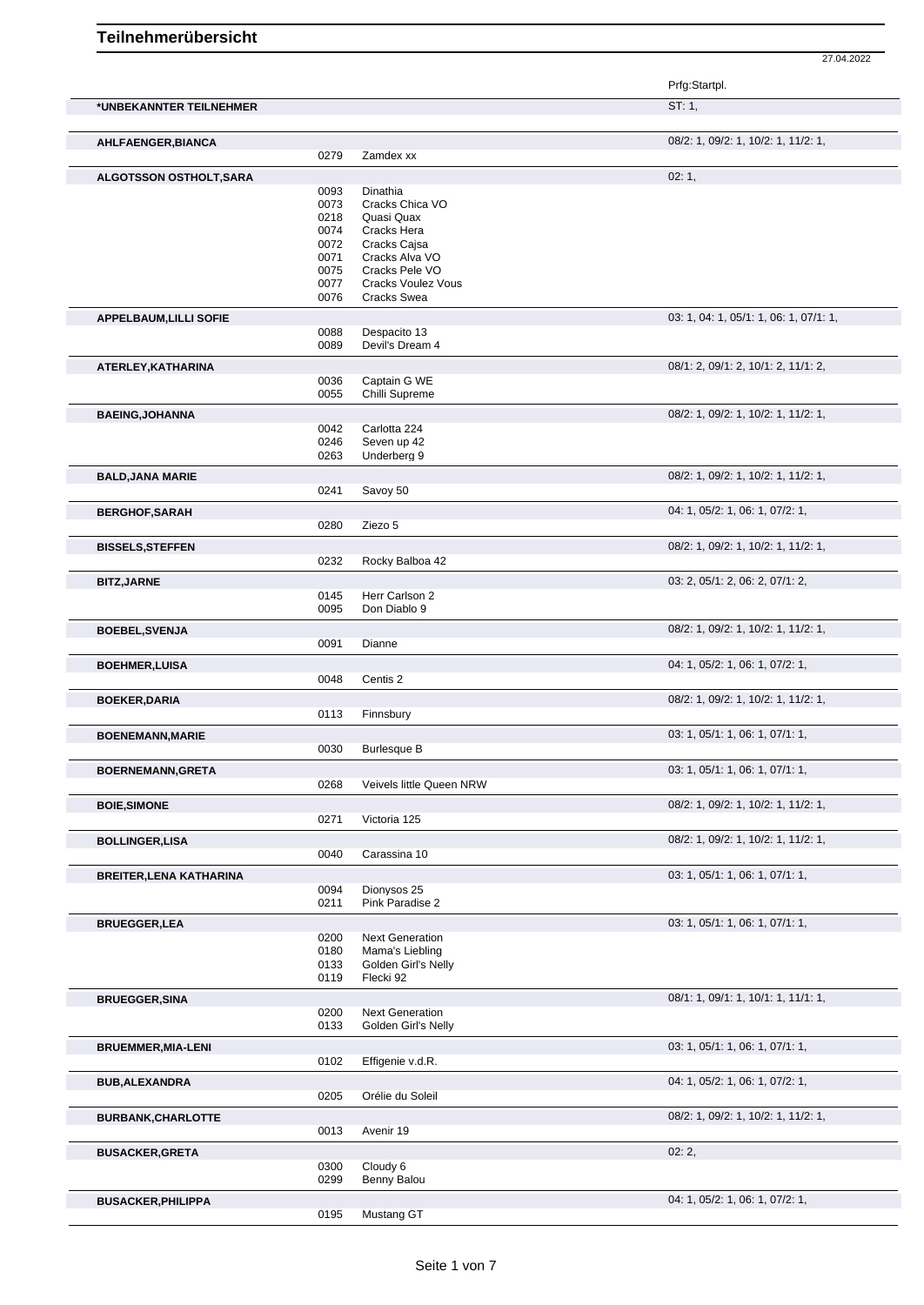# Teilnehmerübersicht

27.04.2022

| Teilnehmer | Nr. | Pferd | Prfg:Startpl. |
|---|---|---|---|
| *UNBEKANNTER TEILNEHMER | | | ST: 1, |
| AHLFAENGER,BIANCA | | | 08/2: 1, 09/2: 1, 10/2: 1, 11/2: 1, |
| | 0279 | Zamdex xx | |
| ALGOTSSON OSTHOLT,SARA | | | 02: 1, |
| | 0093 | Dinathia | |
| | 0073 | Cracks Chica VO | |
| | 0218 | Quasi Quax | |
| | 0074 | Cracks Hera | |
| | 0072 | Cracks Cajsa | |
| | 0071 | Cracks Alva VO | |
| | 0075 | Cracks Pele VO | |
| | 0077 | Cracks Voulez Vous | |
| | 0076 | Cracks Swea | |
| APPELBAUM,LILLI SOFIE | | | 03: 1, 04: 1, 05/1: 1, 06: 1, 07/1: 1, |
| | 0088 | Despacito 13 | |
| | 0089 | Devil's Dream 4 | |
| ATERLEY,KATHARINA | | | 08/1: 2, 09/1: 2, 10/1: 2, 11/1: 2, |
| | 0036 | Captain G WE | |
| | 0055 | Chilli Supreme | |
| BAEING,JOHANNA | | | 08/2: 1, 09/2: 1, 10/2: 1, 11/2: 1, |
| | 0042 | Carlotta 224 | |
| | 0246 | Seven up 42 | |
| | 0263 | Underberg 9 | |
| BALD,JANA MARIE | | | 08/2: 1, 09/2: 1, 10/2: 1, 11/2: 1, |
| | 0241 | Savoy 50 | |
| BERGHOF,SARAH | | | 04: 1, 05/2: 1, 06: 1, 07/2: 1, |
| | 0280 | Ziezo 5 | |
| BISSELS,STEFFEN | | | 08/2: 1, 09/2: 1, 10/2: 1, 11/2: 1, |
| | 0232 | Rocky Balboa 42 | |
| BITZ,JARNE | | | 03: 2, 05/1: 2, 06: 2, 07/1: 2, |
| | 0145 | Herr Carlson 2 | |
| | 0095 | Don Diablo 9 | |
| BOEBEL,SVENJA | | | 08/2: 1, 09/2: 1, 10/2: 1, 11/2: 1, |
| | 0091 | Dianne | |
| BOEHMER,LUISA | | | 04: 1, 05/2: 1, 06: 1, 07/2: 1, |
| | 0048 | Centis 2 | |
| BOEKER,DARIA | | | 08/2: 1, 09/2: 1, 10/2: 1, 11/2: 1, |
| | 0113 | Finnsbury | |
| BOENEMANN,MARIE | | | 03: 1, 05/1: 1, 06: 1, 07/1: 1, |
| | 0030 | Burlesque B | |
| BOERNEMANN,GRETA | | | 03: 1, 05/1: 1, 06: 1, 07/1: 1, |
| | 0268 | Veivels little Queen NRW | |
| BOIE,SIMONE | | | 08/2: 1, 09/2: 1, 10/2: 1, 11/2: 1, |
| | 0271 | Victoria 125 | |
| BOLLINGER,LISA | | | 08/2: 1, 09/2: 1, 10/2: 1, 11/2: 1, |
| | 0040 | Carassina 10 | |
| BREITER,LENA KATHARINA | | | 03: 1, 05/1: 1, 06: 1, 07/1: 1, |
| | 0094 | Dionysos 25 | |
| | 0211 | Pink Paradise 2 | |
| BRUEGGER,LEA | | | 03: 1, 05/1: 1, 06: 1, 07/1: 1, |
| | 0200 | Next Generation | |
| | 0180 | Mama's Liebling | |
| | 0133 | Golden Girl's Nelly | |
| | 0119 | Flecki 92 | |
| BRUEGGER,SINA | | | 08/1: 1, 09/1: 1, 10/1: 1, 11/1: 1, |
| | 0200 | Next Generation | |
| | 0133 | Golden Girl's Nelly | |
| BRUEMMER,MIA-LENI | | | 03: 1, 05/1: 1, 06: 1, 07/1: 1, |
| | 0102 | Effigenie v.d.R. | |
| BUB,ALEXANDRA | | | 04: 1, 05/2: 1, 06: 1, 07/2: 1, |
| | 0205 | Orélie du Soleil | |
| BURBANK,CHARLOTTE | | | 08/2: 1, 09/2: 1, 10/2: 1, 11/2: 1, |
| | 0013 | Avenir 19 | |
| BUSACKER,GRETA | | | 02: 2, |
| | 0300 | Cloudy 6 | |
| | 0299 | Benny Balou | |
| BUSACKER,PHILIPPA | | | 04: 1, 05/2: 1, 06: 1, 07/2: 1, |
| | 0195 | Mustang GT | |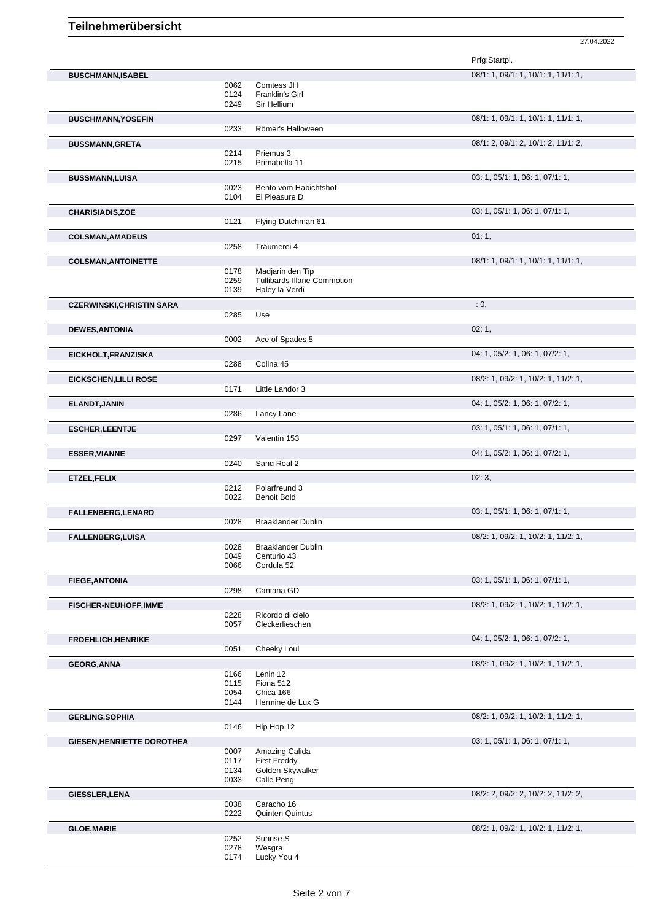# Teilnehmerübersicht

27.04.2022

| Name | Nr. | Pferd | Prfg:Startpl. |
|---|---|---|---|
| **BUSCHMANN,ISABEL** | | | 08/1: 1, 09/1: 1, 10/1: 1, 11/1: 1, |
| | 0062 | Comtess JH | |
| | 0124 | Franklin's Girl | |
| | 0249 | Sir Hellium | |
| **BUSCHMANN,YOSEFIN** | | | 08/1: 1, 09/1: 1, 10/1: 1, 11/1: 1, |
| | 0233 | Römer's Halloween | |
| **BUSSMANN,GRETA** | | | 08/1: 2, 09/1: 2, 10/1: 2, 11/1: 2, |
| | 0214 | Priemus 3 | |
| | 0215 | Primabella 11 | |
| **BUSSMANN,LUISA** | | | 03: 1, 05/1: 1, 06: 1, 07/1: 1, |
| | 0023 | Bento vom Habichtshof | |
| | 0104 | El Pleasure D | |
| **CHARISIADIS,ZOE** | | | 03: 1, 05/1: 1, 06: 1, 07/1: 1, |
| | 0121 | Flying Dutchman 61 | |
| **COLSMAN,AMADEUS** | | | 01: 1, |
| | 0258 | Träumerei 4 | |
| **COLSMAN,ANTOINETTE** | | | 08/1: 1, 09/1: 1, 10/1: 1, 11/1: 1, |
| | 0178 | Madjarin den Tip | |
| | 0259 | Tullibards Illane Commotion | |
| | 0139 | Haley la Verdi | |
| **CZERWINSKI,CHRISTIN SARA** | | | : 0, |
| | 0285 | Use | |
| **DEWES,ANTONIA** | | | 02: 1, |
| | 0002 | Ace of Spades 5 | |
| **EICKHOLT,FRANZISKA** | | | 04: 1, 05/2: 1, 06: 1, 07/2: 1, |
| | 0288 | Colina 45 | |
| **EICKSCHEN,LILLI ROSE** | | | 08/2: 1, 09/2: 1, 10/2: 1, 11/2: 1, |
| | 0171 | Little Landor 3 | |
| **ELANDT,JANIN** | | | 04: 1, 05/2: 1, 06: 1, 07/2: 1, |
| | 0286 | Lancy Lane | |
| **ESCHER,LEENTJE** | | | 03: 1, 05/1: 1, 06: 1, 07/1: 1, |
| | 0297 | Valentin 153 | |
| **ESSER,VIANNE** | | | 04: 1, 05/2: 1, 06: 1, 07/2: 1, |
| | 0240 | Sang Real 2 | |
| **ETZEL,FELIX** | | | 02: 3, |
| | 0212 | Polarfreund 3 | |
| | 0022 | Benoit Bold | |
| **FALLENBERG,LENARD** | | | 03: 1, 05/1: 1, 06: 1, 07/1: 1, |
| | 0028 | Braaklander Dublin | |
| **FALLENBERG,LUISA** | | | 08/2: 1, 09/2: 1, 10/2: 1, 11/2: 1, |
| | 0028 | Braaklander Dublin | |
| | 0049 | Centurio 43 | |
| | 0066 | Cordula 52 | |
| **FIEGE,ANTONIA** | | | 03: 1, 05/1: 1, 06: 1, 07/1: 1, |
| | 0298 | Cantana GD | |
| **FISCHER-NEUHOFF,IMME** | | | 08/2: 1, 09/2: 1, 10/2: 1, 11/2: 1, |
| | 0228 | Ricordo di cielo | |
| | 0057 | Cleckerlieschen | |
| **FROEHLICH,HENRIKE** | | | 04: 1, 05/2: 1, 06: 1, 07/2: 1, |
| | 0051 | Cheeky Loui | |
| **GEORG,ANNA** | | | 08/2: 1, 09/2: 1, 10/2: 1, 11/2: 1, |
| | 0166 | Lenin 12 | |
| | 0115 | Fiona 512 | |
| | 0054 | Chica 166 | |
| | 0144 | Hermine de Lux G | |
| **GERLING,SOPHIA** | | | 08/2: 1, 09/2: 1, 10/2: 1, 11/2: 1, |
| | 0146 | Hip Hop 12 | |
| **GIESEN,HENRIETTE DOROTHEA** | | | 03: 1, 05/1: 1, 06: 1, 07/1: 1, |
| | 0007 | Amazing Calida | |
| | 0117 | First Freddy | |
| | 0134 | Golden Skywalker | |
| | 0033 | Calle Peng | |
| **GIESSLER,LENA** | | | 08/2: 2, 09/2: 2, 10/2: 2, 11/2: 2, |
| | 0038 | Caracho 16 | |
| | 0222 | Quinten Quintus | |
| **GLOE,MARIE** | | | 08/2: 1, 09/2: 1, 10/2: 1, 11/2: 1, |
| | 0252 | Sunrise S | |
| | 0278 | Wesgra | |
| | 0174 | Lucky You 4 | |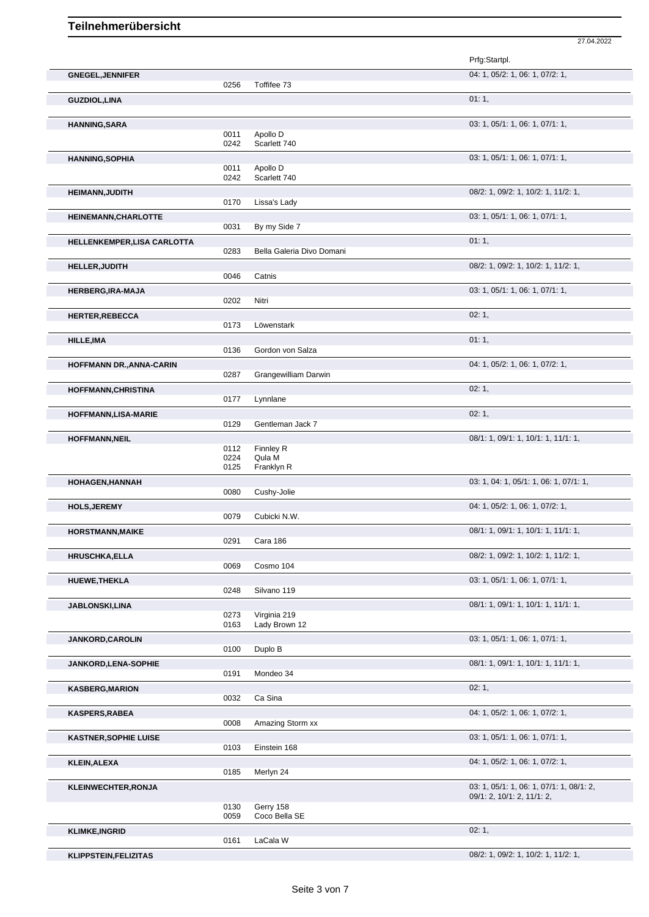# Teilnehmerübersicht

27.04.2022

| Name | Nr. | Pferd | Prfg:Startpl. |
|---|---|---|---|
| GNEGEL,JENNIFER | | | 04: 1, 05/2: 1, 06: 1, 07/2: 1, |
| | 0256 | Toffifee 73 | |
| GUZDIOL,LINA | | | 01: 1, |
| HANNING,SARA | | | 03: 1, 05/1: 1, 06: 1, 07/1: 1, |
| | 0011 | Apollo D | |
| | 0242 | Scarlett 740 | |
| HANNING,SOPHIA | | | 03: 1, 05/1: 1, 06: 1, 07/1: 1, |
| | 0011 | Apollo D | |
| | 0242 | Scarlett 740 | |
| HEIMANN,JUDITH | | | 08/2: 1, 09/2: 1, 10/2: 1, 11/2: 1, |
| | 0170 | Lissa's Lady | |
| HEINEMANN,CHARLOTTE | | | 03: 1, 05/1: 1, 06: 1, 07/1: 1, |
| | 0031 | By my Side 7 | |
| HELLENKEMPER,LISA CARLOTTA | | | 01: 1, |
| | 0283 | Bella Galeria Divo Domani | |
| HELLER,JUDITH | | | 08/2: 1, 09/2: 1, 10/2: 1, 11/2: 1, |
| | 0046 | Catnis | |
| HERBERG,IRA-MAJA | | | 03: 1, 05/1: 1, 06: 1, 07/1: 1, |
| | 0202 | Nitri | |
| HERTER,REBECCA | | | 02: 1, |
| | 0173 | Löwenstark | |
| HILLE,IMA | | | 01: 1, |
| | 0136 | Gordon von Salza | |
| HOFFMANN DR.,ANNA-CARIN | | | 04: 1, 05/2: 1, 06: 1, 07/2: 1, |
| | 0287 | Grangewilliam Darwin | |
| HOFFMANN,CHRISTINA | | | 02: 1, |
| | 0177 | Lynnlane | |
| HOFFMANN,LISA-MARIE | | | 02: 1, |
| | 0129 | Gentleman Jack 7 | |
| HOFFMANN,NEIL | | | 08/1: 1, 09/1: 1, 10/1: 1, 11/1: 1, |
| | 0112 | Finnley R | |
| | 0224 | Qula M | |
| | 0125 | Franklyn R | |
| HOHAGEN,HANNAH | | | 03: 1, 04: 1, 05/1: 1, 06: 1, 07/1: 1, |
| | 0080 | Cushy-Jolie | |
| HOLS,JEREMY | | | 04: 1, 05/2: 1, 06: 1, 07/2: 1, |
| | 0079 | Cubicki N.W. | |
| HORSTMANN,MAIKE | | | 08/1: 1, 09/1: 1, 10/1: 1, 11/1: 1, |
| | 0291 | Cara 186 | |
| HRUSCHKA,ELLA | | | 08/2: 1, 09/2: 1, 10/2: 1, 11/2: 1, |
| | 0069 | Cosmo 104 | |
| HUEWE,THEKLA | | | 03: 1, 05/1: 1, 06: 1, 07/1: 1, |
| | 0248 | Silvano 119 | |
| JABLONSKI,LINA | | | 08/1: 1, 09/1: 1, 10/1: 1, 11/1: 1, |
| | 0273 | Virginia 219 | |
| | 0163 | Lady Brown 12 | |
| JANKORD,CAROLIN | | | 03: 1, 05/1: 1, 06: 1, 07/1: 1, |
| | 0100 | Duplo B | |
| JANKORD,LENA-SOPHIE | | | 08/1: 1, 09/1: 1, 10/1: 1, 11/1: 1, |
| | 0191 | Mondeo 34 | |
| KASBERG,MARION | | | 02: 1, |
| | 0032 | Ca Sina | |
| KASPERS,RABEA | | | 04: 1, 05/2: 1, 06: 1, 07/2: 1, |
| | 0008 | Amazing Storm xx | |
| KASTNER,SOPHIE LUISE | | | 03: 1, 05/1: 1, 06: 1, 07/1: 1, |
| | 0103 | Einstein 168 | |
| KLEIN,ALEXA | | | 04: 1, 05/2: 1, 06: 1, 07/2: 1, |
| | 0185 | Merlyn 24 | |
| KLEINWECHTER,RONJA | | | 03: 1, 05/1: 1, 06: 1, 07/1: 1, 08/1: 2, 09/1: 2, 10/1: 2, 11/1: 2, |
| | 0130 | Gerry 158 | |
| | 0059 | Coco Bella SE | |
| KLIMKE,INGRID | | | 02: 1, |
| | 0161 | LaCala W | |
| KLIPPSTEIN,FELIZITAS | | | 08/2: 1, 09/2: 1, 10/2: 1, 11/2: 1, |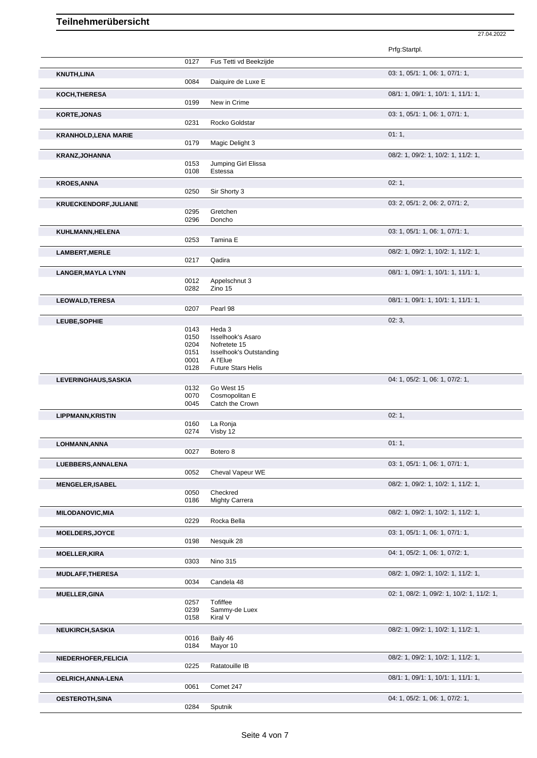# Teilnehmerübersicht

27.04.2022

| Name | Nr. | Pferd | Prfg:Startpl. |
|---|---|---|---|
| | 0127 | Fus Tetti vd Beekzijde | |
| **KNUTH,LINA** | | | 03: 1, 05/1: 1, 06: 1, 07/1: 1, |
| | 0084 | Daiquire de Luxe E | |
| **KOCH,THERESA** | | | 08/1: 1, 09/1: 1, 10/1: 1, 11/1: 1, |
| | 0199 | New in Crime | |
| **KORTE,JONAS** | | | 03: 1, 05/1: 1, 06: 1, 07/1: 1, |
| | 0231 | Rocko Goldstar | |
| **KRANHOLD,LENA MARIE** | | | 01: 1, |
| | 0179 | Magic Delight 3 | |
| **KRANZ,JOHANNA** | | | 08/2: 1, 09/2: 1, 10/2: 1, 11/2: 1, |
| | 0153 | Jumping Girl Elissa | |
| | 0108 | Estessa | |
| **KROES,ANNA** | | | 02: 1, |
| | 0250 | Sir Shorty 3 | |
| **KRUECKENDORF,JULIANE** | | | 03: 2, 05/1: 2, 06: 2, 07/1: 2, |
| | 0295 | Gretchen | |
| | 0296 | Doncho | |
| **KUHLMANN,HELENA** | | | 03: 1, 05/1: 1, 06: 1, 07/1: 1, |
| | 0253 | Tamina E | |
| **LAMBERT,MERLE** | | | 08/2: 1, 09/2: 1, 10/2: 1, 11/2: 1, |
| | 0217 | Qadira | |
| **LANGER,MAYLA LYNN** | | | 08/1: 1, 09/1: 1, 10/1: 1, 11/1: 1, |
| | 0012 | Appelschnut 3 | |
| | 0282 | Zino 15 | |
| **LEOWALD,TERESA** | | | 08/1: 1, 09/1: 1, 10/1: 1, 11/1: 1, |
| | 0207 | Pearl 98 | |
| **LEUBE,SOPHIE** | | | 02: 3, |
| | 0143 | Heda 3 | |
| | 0150 | Isselhook's Asaro | |
| | 0204 | Nofretete 15 | |
| | 0151 | Isselhook's Outstanding | |
| | 0001 | A l'Elue | |
| | 0128 | Future Stars Helis | |
| **LEVERINGHAUS,SASKIA** | | | 04: 1, 05/2: 1, 06: 1, 07/2: 1, |
| | 0132 | Go West 15 | |
| | 0070 | Cosmopolitan E | |
| | 0045 | Catch the Crown | |
| **LIPPMANN,KRISTIN** | | | 02: 1, |
| | 0160 | La Ronja | |
| | 0274 | Visby 12 | |
| **LOHMANN,ANNA** | | | 01: 1, |
| | 0027 | Botero 8 | |
| **LUEBBERS,ANNALENA** | | | 03: 1, 05/1: 1, 06: 1, 07/1: 1, |
| | 0052 | Cheval Vapeur WE | |
| **MENGELER,ISABEL** | | | 08/2: 1, 09/2: 1, 10/2: 1, 11/2: 1, |
| | 0050 | Checkred | |
| | 0186 | Mighty Carrera | |
| **MILODANOVIC,MIA** | | | 08/2: 1, 09/2: 1, 10/2: 1, 11/2: 1, |
| | 0229 | Rocka Bella | |
| **MOELDERS,JOYCE** | | | 03: 1, 05/1: 1, 06: 1, 07/1: 1, |
| | 0198 | Nesquik 28 | |
| **MOELLER,KIRA** | | | 04: 1, 05/2: 1, 06: 1, 07/2: 1, |
| | 0303 | Nino 315 | |
| **MUDLAFF,THERESA** | | | 08/2: 1, 09/2: 1, 10/2: 1, 11/2: 1, |
| | 0034 | Candela 48 | |
| **MUELLER,GINA** | | | 02: 1, 08/2: 1, 09/2: 1, 10/2: 1, 11/2: 1, |
| | 0257 | Tofiffee | |
| | 0239 | Sammy-de Luex | |
| | 0158 | Kiral V | |
| **NEUKIRCH,SASKIA** | | | 08/2: 1, 09/2: 1, 10/2: 1, 11/2: 1, |
| | 0016 | Baily 46 | |
| | 0184 | Mayor 10 | |
| **NIEDERHOFER,FELICIA** | | | 08/2: 1, 09/2: 1, 10/2: 1, 11/2: 1, |
| | 0225 | Ratatouille IB | |
| **OELRICH,ANNA-LENA** | | | 08/1: 1, 09/1: 1, 10/1: 1, 11/1: 1, |
| | 0061 | Comet 247 | |
| **OESTEROTH,SINA** | | | 04: 1, 05/2: 1, 06: 1, 07/2: 1, |
| | 0284 | Sputnik | |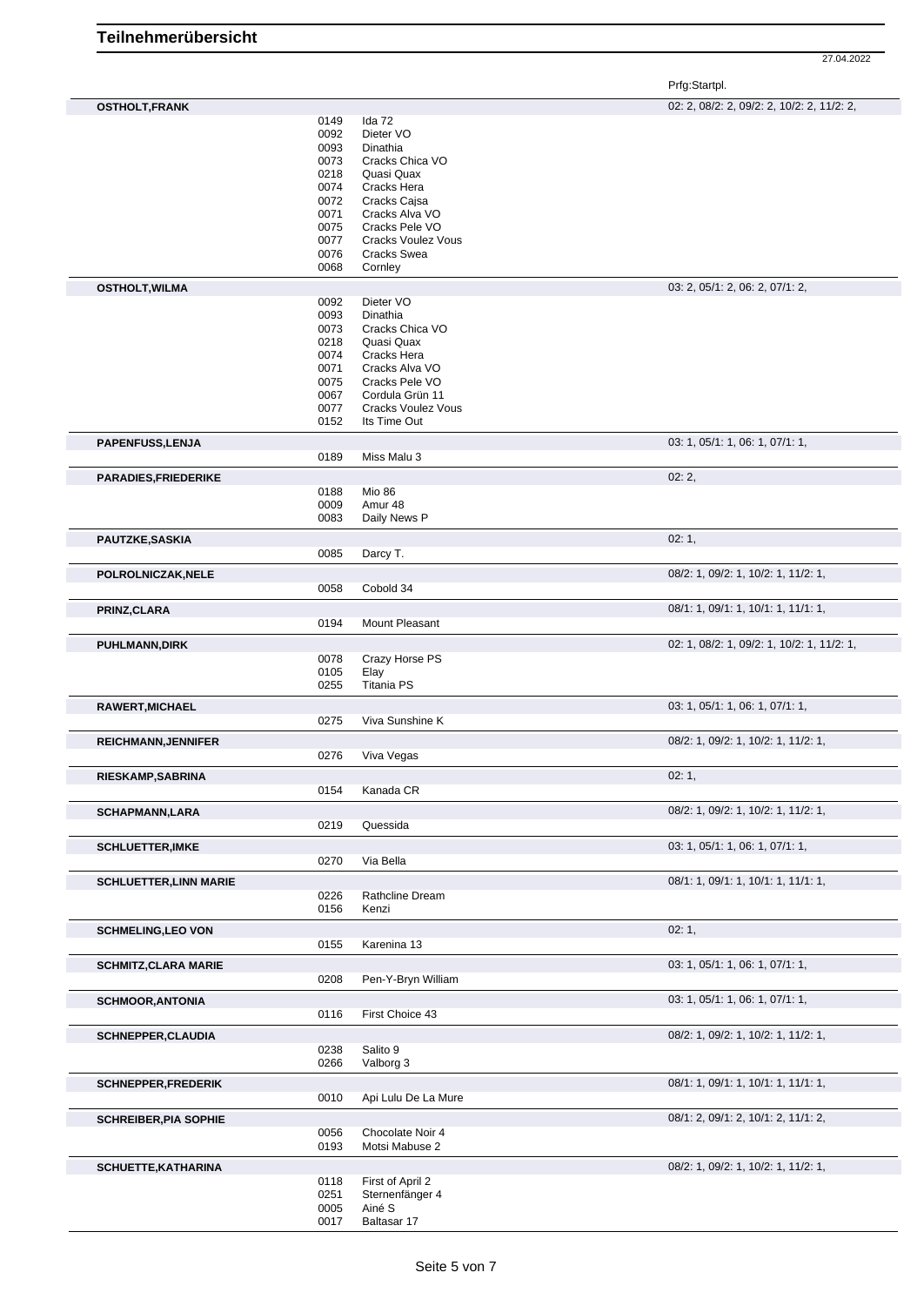# Teilnehmerübersicht

27.04.2022

| Teilnehmer | Nr. | Pferd | Prfg:Startpl. |
|---|---|---|---|
| **OSTHOLT,FRANK** | | | 02: 2, 08/2: 2, 09/2: 2, 10/2: 2, 11/2: 2, |
| | 0149 | Ida 72 | |
| | 0092 | Dieter VO | |
| | 0093 | Dinathia | |
| | 0073 | Cracks Chica VO | |
| | 0218 | Quasi Quax | |
| | 0074 | Cracks Hera | |
| | 0072 | Cracks Cajsa | |
| | 0071 | Cracks Alva VO | |
| | 0075 | Cracks Pele VO | |
| | 0077 | Cracks Voulez Vous | |
| | 0076 | Cracks Swea | |
| | 0068 | Cornley | |
| **OSTHOLT,WILMA** | | | 03: 2, 05/1: 2, 06: 2, 07/1: 2, |
| | 0092 | Dieter VO | |
| | 0093 | Dinathia | |
| | 0073 | Cracks Chica VO | |
| | 0218 | Quasi Quax | |
| | 0074 | Cracks Hera | |
| | 0071 | Cracks Alva VO | |
| | 0075 | Cracks Pele VO | |
| | 0067 | Cordula Grün 11 | |
| | 0077 | Cracks Voulez Vous | |
| | 0152 | Its Time Out | |
| **PAPENFUSS,LENJA** | | | 03: 1, 05/1: 1, 06: 1, 07/1: 1, |
| | 0189 | Miss Malu 3 | |
| **PARADIES,FRIEDERIKE** | | | 02: 2, |
| | 0188 | Mio 86 | |
| | 0009 | Amur 48 | |
| | 0083 | Daily News P | |
| **PAUTZKE,SASKIA** | | | 02: 1, |
| | 0085 | Darcy T. | |
| **POLROLNICZAK,NELE** | | | 08/2: 1, 09/2: 1, 10/2: 1, 11/2: 1, |
| | 0058 | Cobold 34 | |
| **PRINZ,CLARA** | | | 08/1: 1, 09/1: 1, 10/1: 1, 11/1: 1, |
| | 0194 | Mount Pleasant | |
| **PUHLMANN,DIRK** | | | 02: 1, 08/2: 1, 09/2: 1, 10/2: 1, 11/2: 1, |
| | 0078 | Crazy Horse PS | |
| | 0105 | Elay | |
| | 0255 | Titania PS | |
| **RAWERT,MICHAEL** | | | 03: 1, 05/1: 1, 06: 1, 07/1: 1, |
| | 0275 | Viva Sunshine K | |
| **REICHMANN,JENNIFER** | | | 08/2: 1, 09/2: 1, 10/2: 1, 11/2: 1, |
| | 0276 | Viva Vegas | |
| **RIESKAMP,SABRINA** | | | 02: 1, |
| | 0154 | Kanada CR | |
| **SCHAPMANN,LARA** | | | 08/2: 1, 09/2: 1, 10/2: 1, 11/2: 1, |
| | 0219 | Quessida | |
| **SCHLUETTER,IMKE** | | | 03: 1, 05/1: 1, 06: 1, 07/1: 1, |
| | 0270 | Via Bella | |
| **SCHLUETTER,LINN MARIE** | | | 08/1: 1, 09/1: 1, 10/1: 1, 11/1: 1, |
| | 0226 | Rathcline Dream | |
| | 0156 | Kenzi | |
| **SCHMELING,LEO VON** | | | 02: 1, |
| | 0155 | Karenina 13 | |
| **SCHMITZ,CLARA MARIE** | | | 03: 1, 05/1: 1, 06: 1, 07/1: 1, |
| | 0208 | Pen-Y-Bryn William | |
| **SCHMOOR,ANTONIA** | | | 03: 1, 05/1: 1, 06: 1, 07/1: 1, |
| | 0116 | First Choice 43 | |
| **SCHNEPPER,CLAUDIA** | | | 08/2: 1, 09/2: 1, 10/2: 1, 11/2: 1, |
| | 0238 | Salito 9 | |
| | 0266 | Valborg 3 | |
| **SCHNEPPER,FREDERIK** | | | 08/1: 1, 09/1: 1, 10/1: 1, 11/1: 1, |
| | 0010 | Api Lulu De La Mure | |
| **SCHREIBER,PIA SOPHIE** | | | 08/1: 2, 09/1: 2, 10/1: 2, 11/1: 2, |
| | 0056 | Chocolate Noir 4 | |
| | 0193 | Motsi Mabuse 2 | |
| **SCHUETTE,KATHARINA** | | | 08/2: 1, 09/2: 1, 10/2: 1, 11/2: 1, |
| | 0118 | First of April 2 | |
| | 0251 | Sternenfänger 4 | |
| | 0005 | Ainé S | |
| | 0017 | Baltasar 17 | |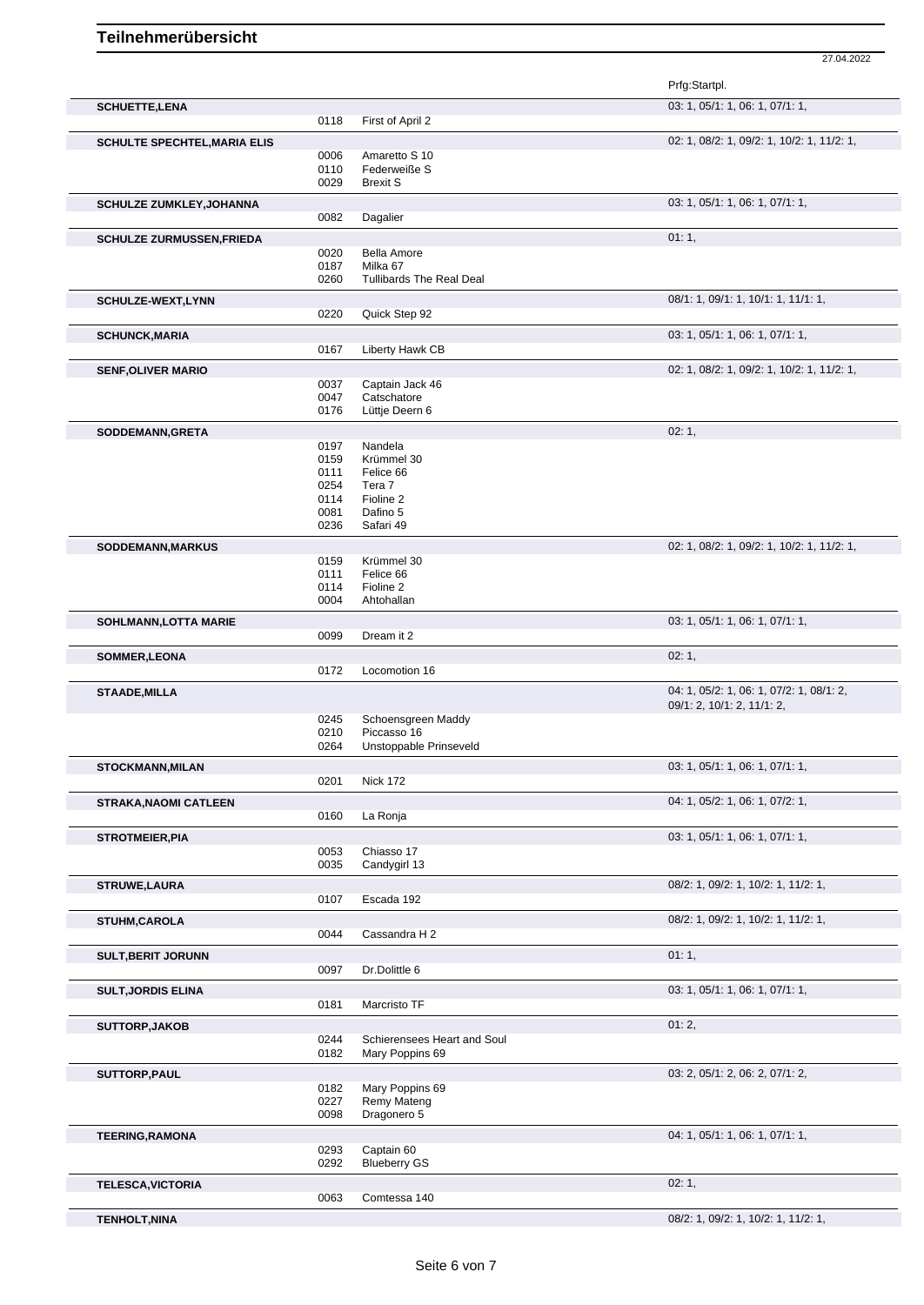# Teilnehmerübersicht

27.04.2022

| Name | Nr. | Pferd | Prfg:Startpl. |
|---|---|---|---|
| **SCHUETTE,LENA** | | | 03: 1, 05/1: 1, 06: 1, 07/1: 1, |
| | 0118 | First of April 2 | |
| **SCHULTE SPECHTEL,MARIA ELIS** | | | 02: 1, 08/2: 1, 09/2: 1, 10/2: 1, 11/2: 1, |
| | 0006 | Amaretto S 10 | |
| | 0110 | Federweiße S | |
| | 0029 | Brexit S | |
| **SCHULZE ZUMKLEY,JOHANNA** | | | 03: 1, 05/1: 1, 06: 1, 07/1: 1, |
| | 0082 | Dagalier | |
| **SCHULZE ZURMUSSEN,FRIEDA** | | | 01: 1, |
| | 0020 | Bella Amore | |
| | 0187 | Milka 67 | |
| | 0260 | Tullibards The Real Deal | |
| **SCHULZE-WEXT,LYNN** | | | 08/1: 1, 09/1: 1, 10/1: 1, 11/1: 1, |
| | 0220 | Quick Step 92 | |
| **SCHUNCK,MARIA** | | | 03: 1, 05/1: 1, 06: 1, 07/1: 1, |
| | 0167 | Liberty Hawk CB | |
| **SENF,OLIVER MARIO** | | | 02: 1, 08/2: 1, 09/2: 1, 10/2: 1, 11/2: 1, |
| | 0037 | Captain Jack 46 | |
| | 0047 | Catschatore | |
| | 0176 | Lüttje Deern 6 | |
| **SODDEMANN,GRETA** | | | 02: 1, |
| | 0197 | Nandela | |
| | 0159 | Krümmel 30 | |
| | 0111 | Felice 66 | |
| | 0254 | Tera 7 | |
| | 0114 | Fioline 2 | |
| | 0081 | Dafino 5 | |
| | 0236 | Safari 49 | |
| **SODDEMANN,MARKUS** | | | 02: 1, 08/2: 1, 09/2: 1, 10/2: 1, 11/2: 1, |
| | 0159 | Krümmel 30 | |
| | 0111 | Felice 66 | |
| | 0114 | Fioline 2 | |
| | 0004 | Ahtohallan | |
| **SOHLMANN,LOTTA MARIE** | | | 03: 1, 05/1: 1, 06: 1, 07/1: 1, |
| | 0099 | Dream it 2 | |
| **SOMMER,LEONA** | | | 02: 1, |
| | 0172 | Locomotion 16 | |
| **STAADE,MILLA** | | | 04: 1, 05/2: 1, 06: 1, 07/2: 1, 08/1: 2, 09/1: 2, 10/1: 2, 11/1: 2, |
| | 0245 | Schoensgreen Maddy | |
| | 0210 | Piccasso 16 | |
| | 0264 | Unstoppable Prinseveld | |
| **STOCKMANN,MILAN** | | | 03: 1, 05/1: 1, 06: 1, 07/1: 1, |
| | 0201 | Nick 172 | |
| **STRAKA,NAOMI CATLEEN** | | | 04: 1, 05/2: 1, 06: 1, 07/2: 1, |
| | 0160 | La Ronja | |
| **STROTMEIER,PIA** | | | 03: 1, 05/1: 1, 06: 1, 07/1: 1, |
| | 0053 | Chiasso 17 | |
| | 0035 | Candygirl 13 | |
| **STRUWE,LAURA** | | | 08/2: 1, 09/2: 1, 10/2: 1, 11/2: 1, |
| | 0107 | Escada 192 | |
| **STUHM,CAROLA** | | | 08/2: 1, 09/2: 1, 10/2: 1, 11/2: 1, |
| | 0044 | Cassandra H 2 | |
| **SULT,BERIT JORUNN** | | | 01: 1, |
| | 0097 | Dr.Dolittle 6 | |
| **SULT,JORDIS ELINA** | | | 03: 1, 05/1: 1, 06: 1, 07/1: 1, |
| | 0181 | Marcristo TF | |
| **SUTTORP,JAKOB** | | | 01: 2, |
| | 0244 | Schierensees Heart and Soul | |
| | 0182 | Mary Poppins 69 | |
| **SUTTORP,PAUL** | | | 03: 2, 05/1: 2, 06: 2, 07/1: 2, |
| | 0182 | Mary Poppins 69 | |
| | 0227 | Remy Mateng | |
| | 0098 | Dragonero 5 | |
| **TEERING,RAMONA** | | | 04: 1, 05/1: 1, 06: 1, 07/1: 1, |
| | 0293 | Captain 60 | |
| | 0292 | Blueberry GS | |
| **TELESCA,VICTORIA** | | | 02: 1, |
| | 0063 | Comtessa 140 | |
| **TENHOLT,NINA** | | | 08/2: 1, 09/2: 1, 10/2: 1, 11/2: 1, |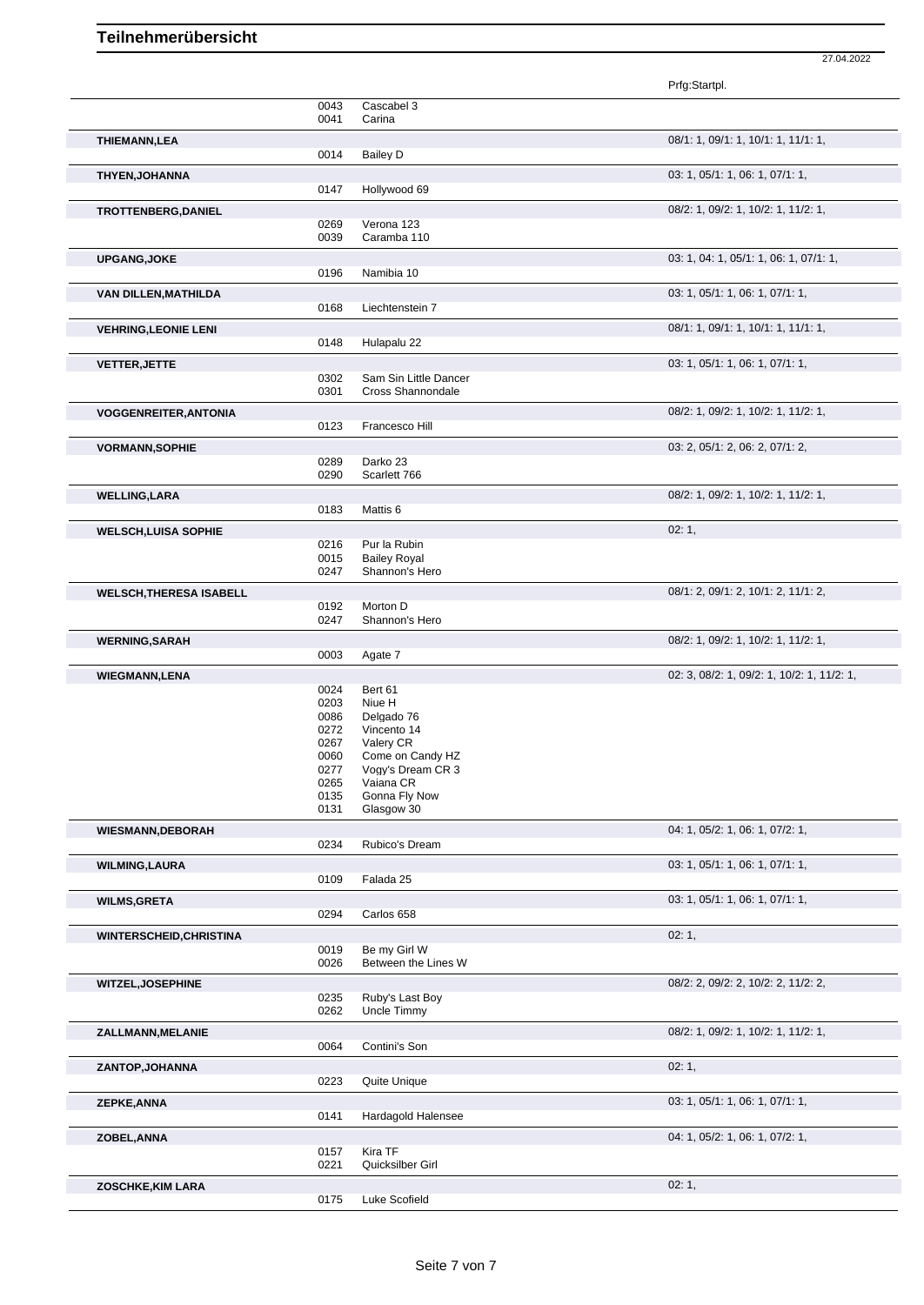# Teilnehmerübersicht

27.04.2022

| | | | Prfg:Startpl. |
|---|---|---|---|
| | 0043 | Cascabel 3 | |
| | 0041 | Carina | |
| **THIEMANN,LEA** | | | 08/1: 1, 09/1: 1, 10/1: 1, 11/1: 1, |
| | 0014 | Bailey D | |
| **THYEN,JOHANNA** | | | 03: 1, 05/1: 1, 06: 1, 07/1: 1, |
| | 0147 | Hollywood 69 | |
| **TROTTENBERG,DANIEL** | | | 08/2: 1, 09/2: 1, 10/2: 1, 11/2: 1, |
| | 0269 | Verona 123 | |
| | 0039 | Caramba 110 | |
| **UPGANG,JOKE** | | | 03: 1, 04: 1, 05/1: 1, 06: 1, 07/1: 1, |
| | 0196 | Namibia 10 | |
| **VAN DILLEN,MATHILDA** | | | 03: 1, 05/1: 1, 06: 1, 07/1: 1, |
| | 0168 | Liechtenstein 7 | |
| **VEHRING,LEONIE LENI** | | | 08/1: 1, 09/1: 1, 10/1: 1, 11/1: 1, |
| | 0148 | Hulapalu 22 | |
| **VETTER,JETTE** | | | 03: 1, 05/1: 1, 06: 1, 07/1: 1, |
| | 0302 | Sam Sin Little Dancer | |
| | 0301 | Cross Shannondale | |
| **VOGGENREITER,ANTONIA** | | | 08/2: 1, 09/2: 1, 10/2: 1, 11/2: 1, |
| | 0123 | Francesco Hill | |
| **VORMANN,SOPHIE** | | | 03: 2, 05/1: 2, 06: 2, 07/1: 2, |
| | 0289 | Darko 23 | |
| | 0290 | Scarlett 766 | |
| **WELLING,LARA** | | | 08/2: 1, 09/2: 1, 10/2: 1, 11/2: 1, |
| | 0183 | Mattis 6 | |
| **WELSCH,LUISA SOPHIE** | | | 02: 1, |
| | 0216 | Pur la Rubin | |
| | 0015 | Bailey Royal | |
| | 0247 | Shannon's Hero | |
| **WELSCH,THERESA ISABELL** | | | 08/1: 2, 09/1: 2, 10/1: 2, 11/1: 2, |
| | 0192 | Morton D | |
| | 0247 | Shannon's Hero | |
| **WERNING,SARAH** | | | 08/2: 1, 09/2: 1, 10/2: 1, 11/2: 1, |
| | 0003 | Agate 7 | |
| **WIEGMANN,LENA** | | | 02: 3, 08/2: 1, 09/2: 1, 10/2: 1, 11/2: 1, |
| | 0024 | Bert 61 | |
| | 0203 | Niue H | |
| | 0086 | Delgado 76 | |
| | 0272 | Vincento 14 | |
| | 0267 | Valery CR | |
| | 0060 | Come on Candy HZ | |
| | 0277 | Vogy's Dream CR 3 | |
| | 0265 | Vaiana CR | |
| | 0135 | Gonna Fly Now | |
| | 0131 | Glasgow 30 | |
| **WIESMANN,DEBORAH** | | | 04: 1, 05/2: 1, 06: 1, 07/2: 1, |
| | 0234 | Rubico's Dream | |
| **WILMING,LAURA** | | | 03: 1, 05/1: 1, 06: 1, 07/1: 1, |
| | 0109 | Falada 25 | |
| **WILMS,GRETA** | | | 03: 1, 05/1: 1, 06: 1, 07/1: 1, |
| | 0294 | Carlos 658 | |
| **WINTERSCHEID,CHRISTINA** | | | 02: 1, |
| | 0019 | Be my Girl W | |
| | 0026 | Between the Lines W | |
| **WITZEL,JOSEPHINE** | | | 08/2: 2, 09/2: 2, 10/2: 2, 11/2: 2, |
| | 0235 | Ruby's Last Boy | |
| | 0262 | Uncle Timmy | |
| **ZALLMANN,MELANIE** | | | 08/2: 1, 09/2: 1, 10/2: 1, 11/2: 1, |
| | 0064 | Contini's Son | |
| **ZANTOP,JOHANNA** | | | 02: 1, |
| | 0223 | Quite Unique | |
| **ZEPKE,ANNA** | | | 03: 1, 05/1: 1, 06: 1, 07/1: 1, |
| | 0141 | Hardagold Halensee | |
| **ZOBEL,ANNA** | | | 04: 1, 05/2: 1, 06: 1, 07/2: 1, |
| | 0157 | Kira TF | |
| | 0221 | Quicksilber Girl | |
| **ZOSCHKE,KIM LARA** | | | 02: 1, |
| | 0175 | Luke Scofield | |